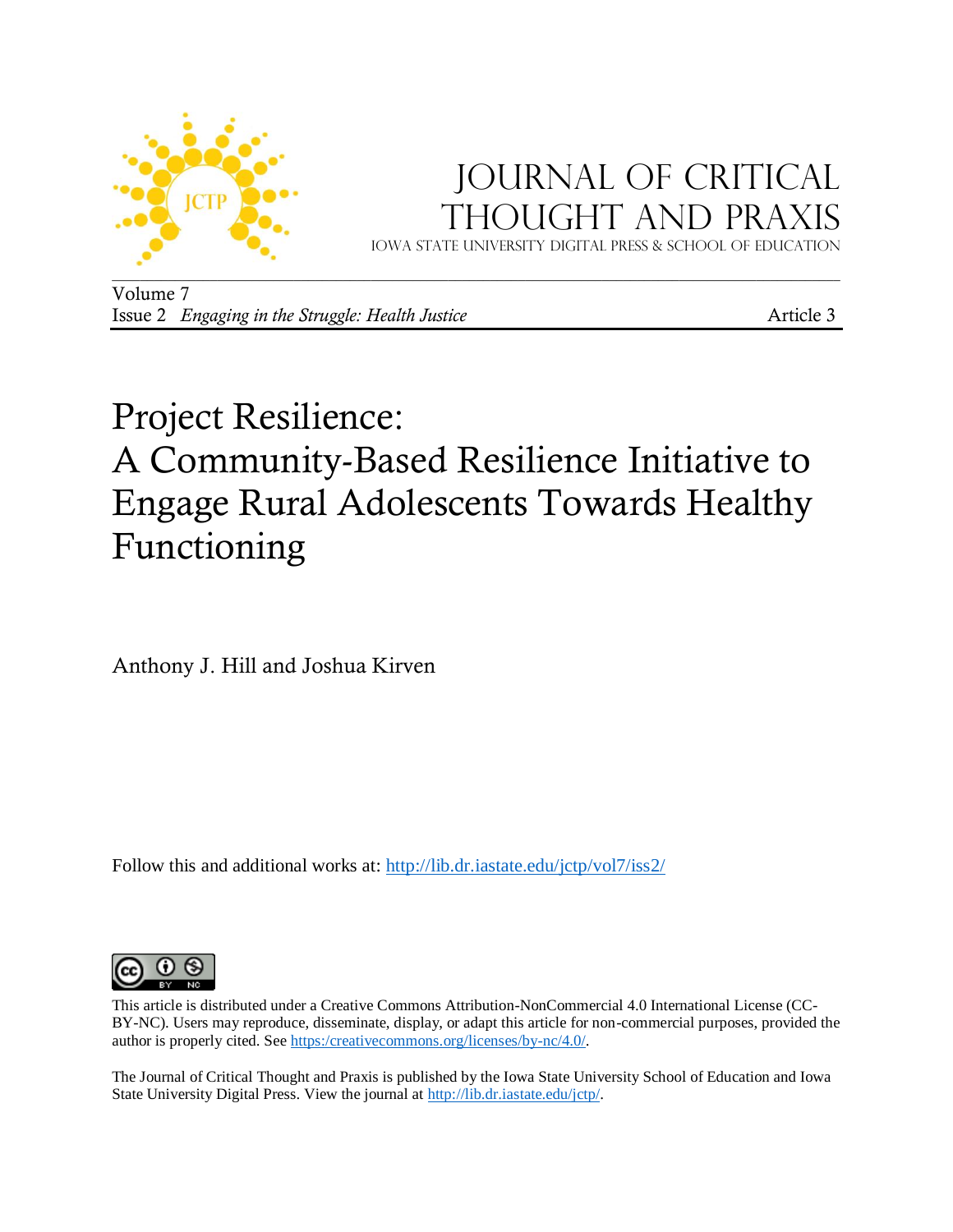JOURNAL OF CRITICAL THOUGHT AND PRAXIS

IOWA STATE UNIVERSITY DIGITAL PRESS & SCHOOL OF EDUCATION

Volume 7
Issue 2 *Engaging in the Struggle: Health Justice* Article 3

# Project Resilience: A Community-Based Resilience Initiative to Engage Rural Adolescents Towards Healthy Functioning

Anthony J. Hill and Joshua Kirven

Follow this and additional works at: http://lib.dr.iastate.edu/jctp/vol7/iss2/

This article is distributed under a Creative Commons Attribution-NonCommercial 4.0 International License (CC-BY-NC). Users may reproduce, disseminate, display, or adapt this article for non-commercial purposes, provided the author is properly cited. See https:/creativecommons.org/licenses/by-nc/4.0/.

The Journal of Critical Thought and Praxis is published by the Iowa State University School of Education and Iowa State University Digital Press. View the journal at http://lib.dr.iastate.edu/jctp/.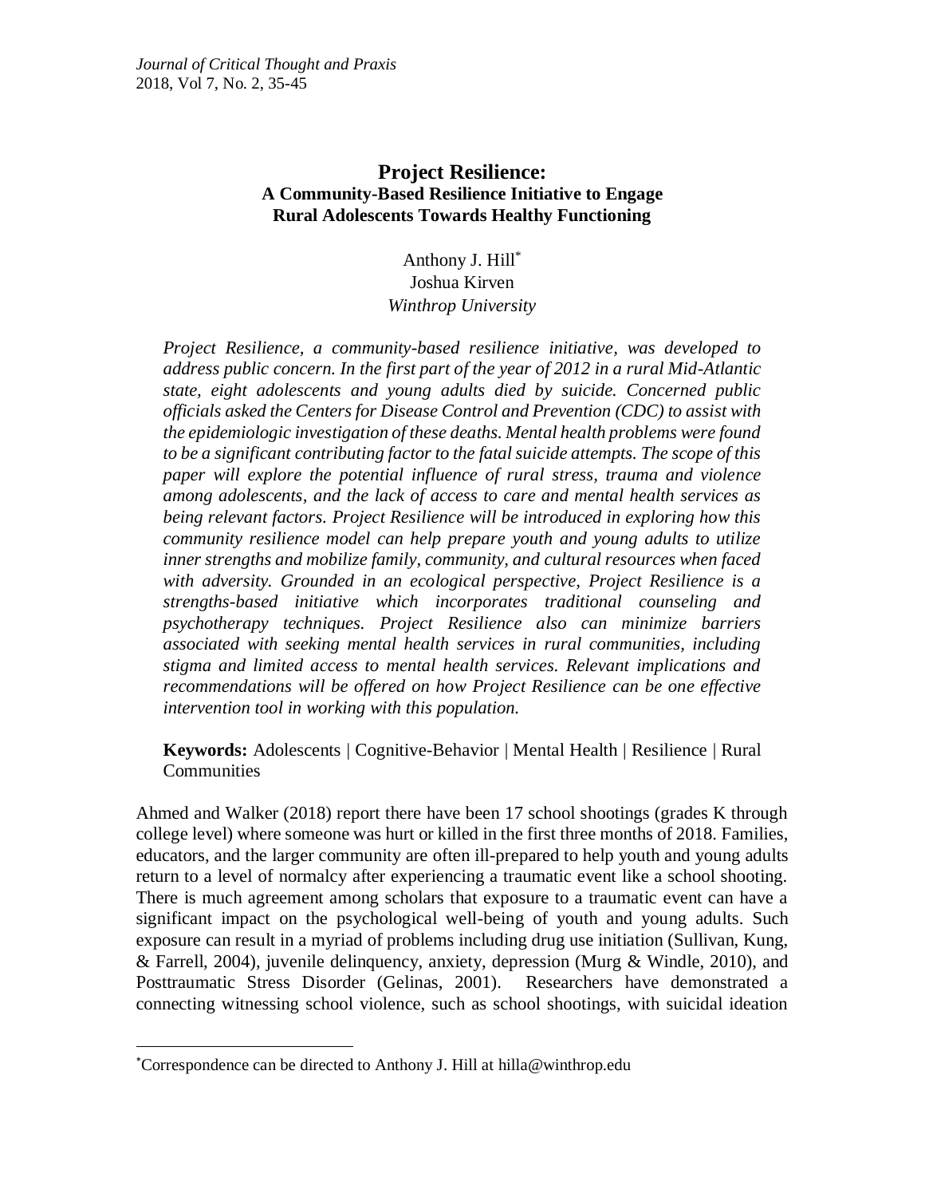# Project Resilience: A Community-Based Resilience Initiative to Engage Rural Adolescents Towards Healthy Functioning

Anthony J. Hill[*]
Joshua Kirven
*Winthrop University*

*Project Resilience, a community-based resilience initiative, was developed to address public concern. In the first part of the year of 2012 in a rural Mid-Atlantic state, eight adolescents and young adults died by suicide. Concerned public officials asked the Centers for Disease Control and Prevention (CDC) to assist with the epidemiologic investigation of these deaths. Mental health problems were found to be a significant contributing factor to the fatal suicide attempts. The scope of this paper will explore the potential influence of rural stress, trauma and violence among adolescents, and the lack of access to care and mental health services as being relevant factors. Project Resilience will be introduced in exploring how this community resilience model can help prepare youth and young adults to utilize inner strengths and mobilize family, community, and cultural resources when faced with adversity. Grounded in an ecological perspective, Project Resilience is a strengths-based initiative which incorporates traditional counseling and psychotherapy techniques. Project Resilience also can minimize barriers associated with seeking mental health services in rural communities, including stigma and limited access to mental health services. Relevant implications and recommendations will be offered on how Project Resilience can be one effective intervention tool in working with this population.*

**Keywords:** Adolescents | Cognitive-Behavior | Mental Health | Resilience | Rural Communities

Ahmed and Walker (2018) report there have been 17 school shootings (grades K through college level) where someone was hurt or killed in the first three months of 2018. Families, educators, and the larger community are often ill-prepared to help youth and young adults return to a level of normalcy after experiencing a traumatic event like a school shooting. There is much agreement among scholars that exposure to a traumatic event can have a significant impact on the psychological well-being of youth and young adults. Such exposure can result in a myriad of problems including drug use initiation (Sullivan, Kung, & Farrell, 2004), juvenile delinquency, anxiety, depression (Murg & Windle, 2010), and Posttraumatic Stress Disorder (Gelinas, 2001). Researchers have demonstrated a connecting witnessing school violence, such as school shootings, with suicidal ideation

[*] Correspondence can be directed to Anthony J. Hill at hilla@winthrop.edu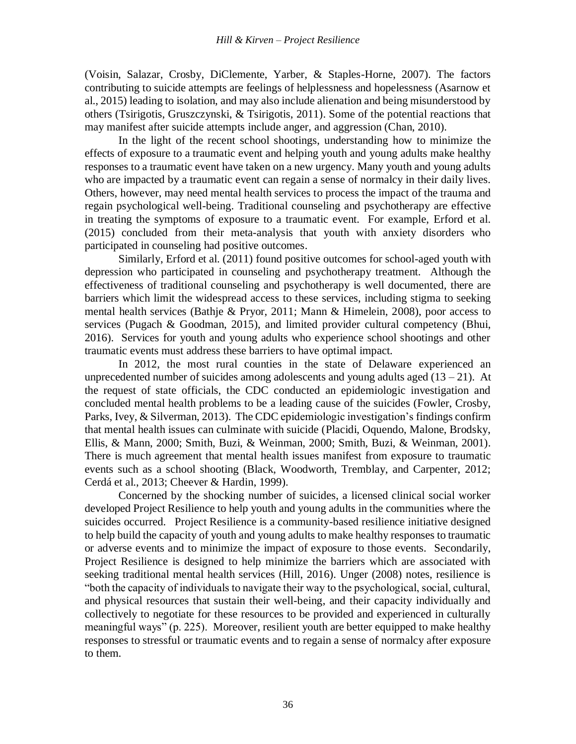(Voisin, Salazar, Crosby, DiClemente, Yarber, & Staples-Horne, 2007). The factors contributing to suicide attempts are feelings of helplessness and hopelessness (Asarnow et al., 2015) leading to isolation, and may also include alienation and being misunderstood by others (Tsirigotis, Gruszczynski, & Tsirigotis, 2011). Some of the potential reactions that may manifest after suicide attempts include anger, and aggression (Chan, 2010).

In the light of the recent school shootings, understanding how to minimize the effects of exposure to a traumatic event and helping youth and young adults make healthy responses to a traumatic event have taken on a new urgency. Many youth and young adults who are impacted by a traumatic event can regain a sense of normalcy in their daily lives. Others, however, may need mental health services to process the impact of the trauma and regain psychological well-being. Traditional counseling and psychotherapy are effective in treating the symptoms of exposure to a traumatic event. For example, Erford et al. (2015) concluded from their meta-analysis that youth with anxiety disorders who participated in counseling had positive outcomes.

Similarly, Erford et al. (2011) found positive outcomes for school-aged youth with depression who participated in counseling and psychotherapy treatment. Although the effectiveness of traditional counseling and psychotherapy is well documented, there are barriers which limit the widespread access to these services, including stigma to seeking mental health services (Bathje & Pryor, 2011; Mann & Himelein, 2008), poor access to services (Pugach & Goodman, 2015), and limited provider cultural competency (Bhui, 2016). Services for youth and young adults who experience school shootings and other traumatic events must address these barriers to have optimal impact.

In 2012, the most rural counties in the state of Delaware experienced an unprecedented number of suicides among adolescents and young adults aged (13 – 21). At the request of state officials, the CDC conducted an epidemiologic investigation and concluded mental health problems to be a leading cause of the suicides (Fowler, Crosby, Parks, Ivey, & Silverman, 2013). The CDC epidemiologic investigation's findings confirm that mental health issues can culminate with suicide (Placidi, Oquendo, Malone, Brodsky, Ellis, & Mann, 2000; Smith, Buzi, & Weinman, 2000; Smith, Buzi, & Weinman, 2001). There is much agreement that mental health issues manifest from exposure to traumatic events such as a school shooting (Black, Woodworth, Tremblay, and Carpenter, 2012; Cerdá et al., 2013; Cheever & Hardin, 1999).

Concerned by the shocking number of suicides, a licensed clinical social worker developed Project Resilience to help youth and young adults in the communities where the suicides occurred. Project Resilience is a community-based resilience initiative designed to help build the capacity of youth and young adults to make healthy responses to traumatic or adverse events and to minimize the impact of exposure to those events. Secondarily, Project Resilience is designed to help minimize the barriers which are associated with seeking traditional mental health services (Hill, 2016). Unger (2008) notes, resilience is "both the capacity of individuals to navigate their way to the psychological, social, cultural, and physical resources that sustain their well-being, and their capacity individually and collectively to negotiate for these resources to be provided and experienced in culturally meaningful ways" (p. 225). Moreover, resilient youth are better equipped to make healthy responses to stressful or traumatic events and to regain a sense of normalcy after exposure to them.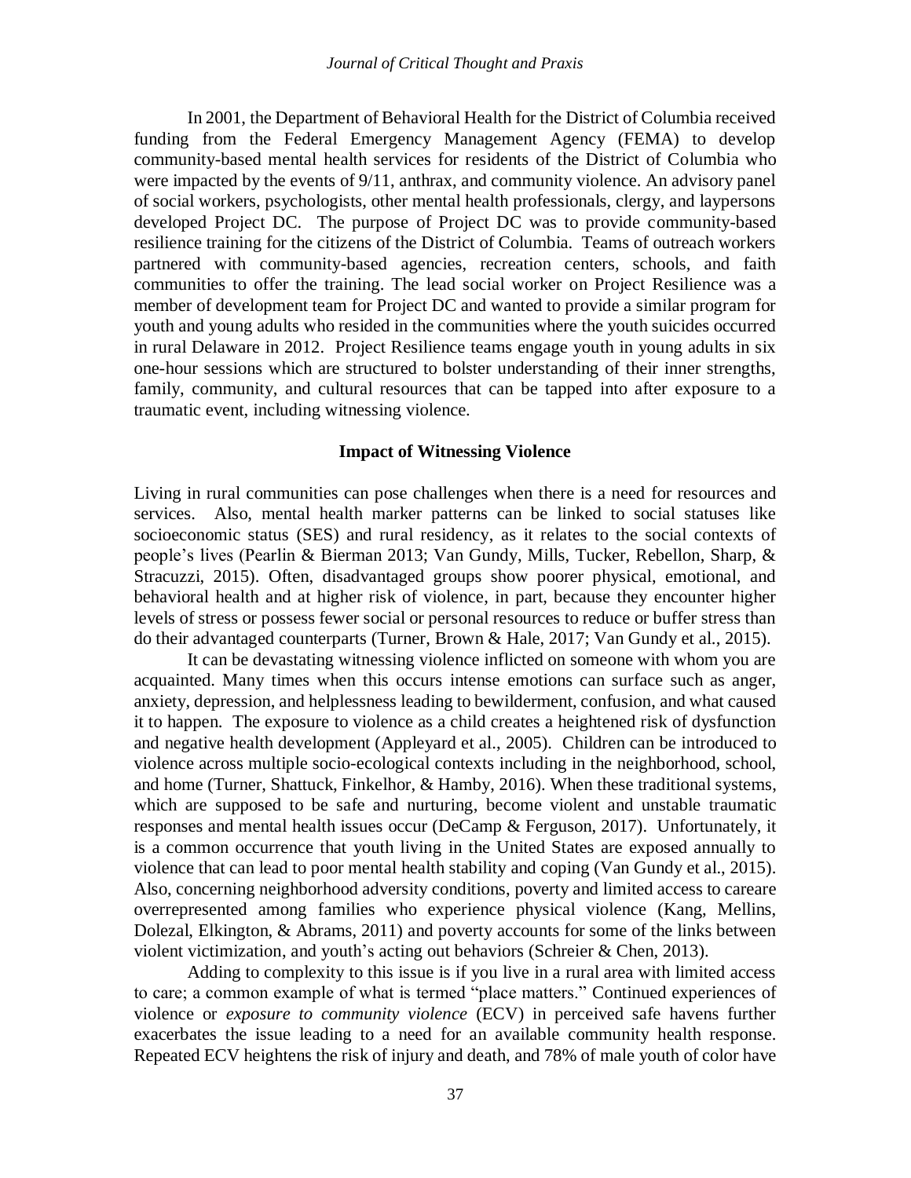In 2001, the Department of Behavioral Health for the District of Columbia received funding from the Federal Emergency Management Agency (FEMA) to develop community-based mental health services for residents of the District of Columbia who were impacted by the events of 9/11, anthrax, and community violence. An advisory panel of social workers, psychologists, other mental health professionals, clergy, and laypersons developed Project DC. The purpose of Project DC was to provide community-based resilience training for the citizens of the District of Columbia. Teams of outreach workers partnered with community-based agencies, recreation centers, schools, and faith communities to offer the training. The lead social worker on Project Resilience was a member of development team for Project DC and wanted to provide a similar program for youth and young adults who resided in the communities where the youth suicides occurred in rural Delaware in 2012. Project Resilience teams engage youth in young adults in six one-hour sessions which are structured to bolster understanding of their inner strengths, family, community, and cultural resources that can be tapped into after exposure to a traumatic event, including witnessing violence.

## Impact of Witnessing Violence

Living in rural communities can pose challenges when there is a need for resources and services. Also, mental health marker patterns can be linked to social statuses like socioeconomic status (SES) and rural residency, as it relates to the social contexts of people's lives (Pearlin & Bierman 2013; Van Gundy, Mills, Tucker, Rebellon, Sharp, & Stracuzzi, 2015). Often, disadvantaged groups show poorer physical, emotional, and behavioral health and at higher risk of violence, in part, because they encounter higher levels of stress or possess fewer social or personal resources to reduce or buffer stress than do their advantaged counterparts (Turner, Brown & Hale, 2017; Van Gundy et al., 2015).

It can be devastating witnessing violence inflicted on someone with whom you are acquainted. Many times when this occurs intense emotions can surface such as anger, anxiety, depression, and helplessness leading to bewilderment, confusion, and what caused it to happen. The exposure to violence as a child creates a heightened risk of dysfunction and negative health development (Appleyard et al., 2005). Children can be introduced to violence across multiple socio-ecological contexts including in the neighborhood, school, and home (Turner, Shattuck, Finkelhor, & Hamby, 2016). When these traditional systems, which are supposed to be safe and nurturing, become violent and unstable traumatic responses and mental health issues occur (DeCamp & Ferguson, 2017). Unfortunately, it is a common occurrence that youth living in the United States are exposed annually to violence that can lead to poor mental health stability and coping (Van Gundy et al., 2015). Also, concerning neighborhood adversity conditions, poverty and limited access to careare overrepresented among families who experience physical violence (Kang, Mellins, Dolezal, Elkington, & Abrams, 2011) and poverty accounts for some of the links between violent victimization, and youth's acting out behaviors (Schreier & Chen, 2013).

Adding to complexity to this issue is if you live in a rural area with limited access to care; a common example of what is termed "place matters." Continued experiences of violence or *exposure to community violence* (ECV) in perceived safe havens further exacerbates the issue leading to a need for an available community health response. Repeated ECV heightens the risk of injury and death, and 78% of male youth of color have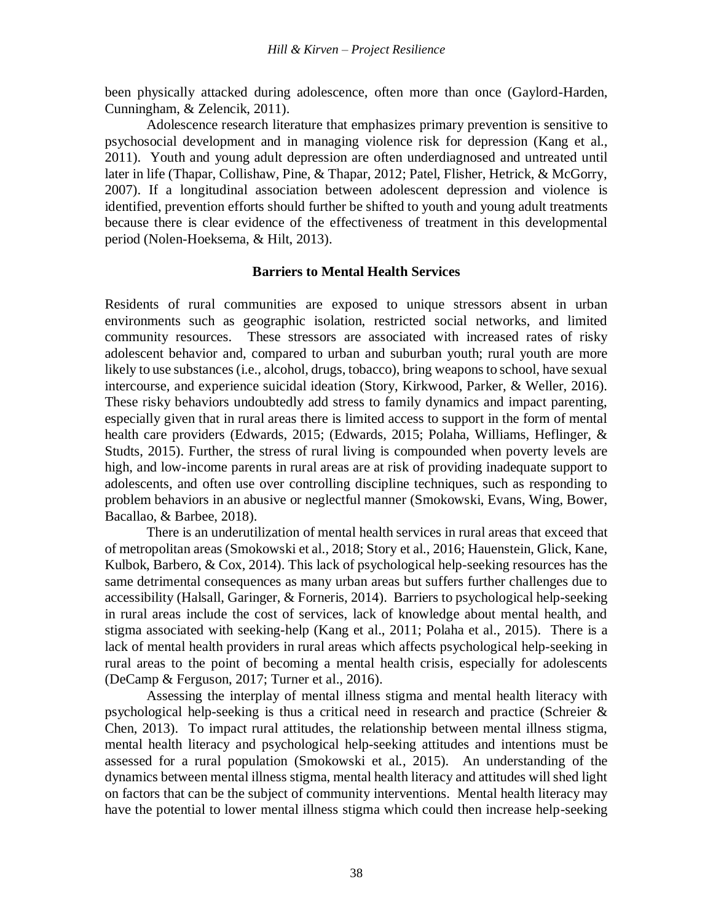been physically attacked during adolescence, often more than once (Gaylord-Harden, Cunningham, & Zelencik, 2011).

Adolescence research literature that emphasizes primary prevention is sensitive to psychosocial development and in managing violence risk for depression (Kang et al., 2011). Youth and young adult depression are often underdiagnosed and untreated until later in life (Thapar, Collishaw, Pine, & Thapar, 2012; Patel, Flisher, Hetrick, & McGorry, 2007). If a longitudinal association between adolescent depression and violence is identified, prevention efforts should further be shifted to youth and young adult treatments because there is clear evidence of the effectiveness of treatment in this developmental period (Nolen-Hoeksema, & Hilt, 2013).

## Barriers to Mental Health Services

Residents of rural communities are exposed to unique stressors absent in urban environments such as geographic isolation, restricted social networks, and limited community resources. These stressors are associated with increased rates of risky adolescent behavior and, compared to urban and suburban youth; rural youth are more likely to use substances (i.e., alcohol, drugs, tobacco), bring weapons to school, have sexual intercourse, and experience suicidal ideation (Story, Kirkwood, Parker, & Weller, 2016). These risky behaviors undoubtedly add stress to family dynamics and impact parenting, especially given that in rural areas there is limited access to support in the form of mental health care providers (Edwards, 2015; (Edwards, 2015; Polaha, Williams, Heflinger, & Studts, 2015). Further, the stress of rural living is compounded when poverty levels are high, and low-income parents in rural areas are at risk of providing inadequate support to adolescents, and often use over controlling discipline techniques, such as responding to problem behaviors in an abusive or neglectful manner (Smokowski, Evans, Wing, Bower, Bacallao, & Barbee, 2018).

There is an underutilization of mental health services in rural areas that exceed that of metropolitan areas (Smokowski et al., 2018; Story et al., 2016; Hauenstein, Glick, Kane, Kulbok, Barbero, & Cox, 2014). This lack of psychological help-seeking resources has the same detrimental consequences as many urban areas but suffers further challenges due to accessibility (Halsall, Garinger, & Forneris, 2014). Barriers to psychological help-seeking in rural areas include the cost of services, lack of knowledge about mental health, and stigma associated with seeking-help (Kang et al., 2011; Polaha et al., 2015). There is a lack of mental health providers in rural areas which affects psychological help-seeking in rural areas to the point of becoming a mental health crisis, especially for adolescents (DeCamp & Ferguson, 2017; Turner et al., 2016).

Assessing the interplay of mental illness stigma and mental health literacy with psychological help-seeking is thus a critical need in research and practice (Schreier & Chen, 2013). To impact rural attitudes, the relationship between mental illness stigma, mental health literacy and psychological help-seeking attitudes and intentions must be assessed for a rural population (Smokowski et al., 2015). An understanding of the dynamics between mental illness stigma, mental health literacy and attitudes will shed light on factors that can be the subject of community interventions. Mental health literacy may have the potential to lower mental illness stigma which could then increase help-seeking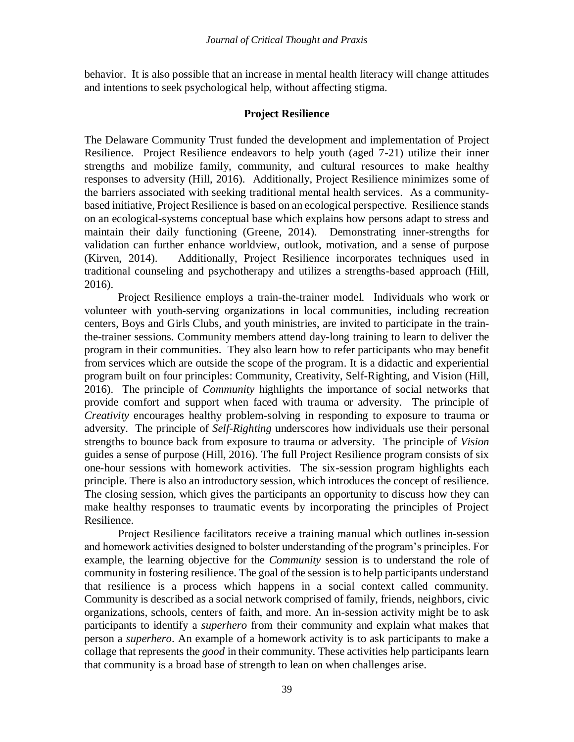behavior. It is also possible that an increase in mental health literacy will change attitudes and intentions to seek psychological help, without affecting stigma.

## Project Resilience

The Delaware Community Trust funded the development and implementation of Project Resilience. Project Resilience endeavors to help youth (aged 7-21) utilize their inner strengths and mobilize family, community, and cultural resources to make healthy responses to adversity (Hill, 2016). Additionally, Project Resilience minimizes some of the barriers associated with seeking traditional mental health services. As a community-based initiative, Project Resilience is based on an ecological perspective. Resilience stands on an ecological-systems conceptual base which explains how persons adapt to stress and maintain their daily functioning (Greene, 2014). Demonstrating inner-strengths for validation can further enhance worldview, outlook, motivation, and a sense of purpose (Kirven, 2014). Additionally, Project Resilience incorporates techniques used in traditional counseling and psychotherapy and utilizes a strengths-based approach (Hill, 2016).

Project Resilience employs a train-the-trainer model. Individuals who work or volunteer with youth-serving organizations in local communities, including recreation centers, Boys and Girls Clubs, and youth ministries, are invited to participate in the train-the-trainer sessions. Community members attend day-long training to learn to deliver the program in their communities. They also learn how to refer participants who may benefit from services which are outside the scope of the program. It is a didactic and experiential program built on four principles: Community, Creativity, Self-Righting, and Vision (Hill, 2016). The principle of *Community* highlights the importance of social networks that provide comfort and support when faced with trauma or adversity. The principle of *Creativity* encourages healthy problem-solving in responding to exposure to trauma or adversity. The principle of *Self-Righting* underscores how individuals use their personal strengths to bounce back from exposure to trauma or adversity. The principle of *Vision* guides a sense of purpose (Hill, 2016). The full Project Resilience program consists of six one-hour sessions with homework activities. The six-session program highlights each principle. There is also an introductory session, which introduces the concept of resilience. The closing session, which gives the participants an opportunity to discuss how they can make healthy responses to traumatic events by incorporating the principles of Project Resilience.

Project Resilience facilitators receive a training manual which outlines in-session and homework activities designed to bolster understanding of the program's principles. For example, the learning objective for the *Community* session is to understand the role of community in fostering resilience. The goal of the session is to help participants understand that resilience is a process which happens in a social context called community. Community is described as a social network comprised of family, friends, neighbors, civic organizations, schools, centers of faith, and more. An in-session activity might be to ask participants to identify a *superhero* from their community and explain what makes that person a *superhero*. An example of a homework activity is to ask participants to make a collage that represents the *good* in their community. These activities help participants learn that community is a broad base of strength to lean on when challenges arise.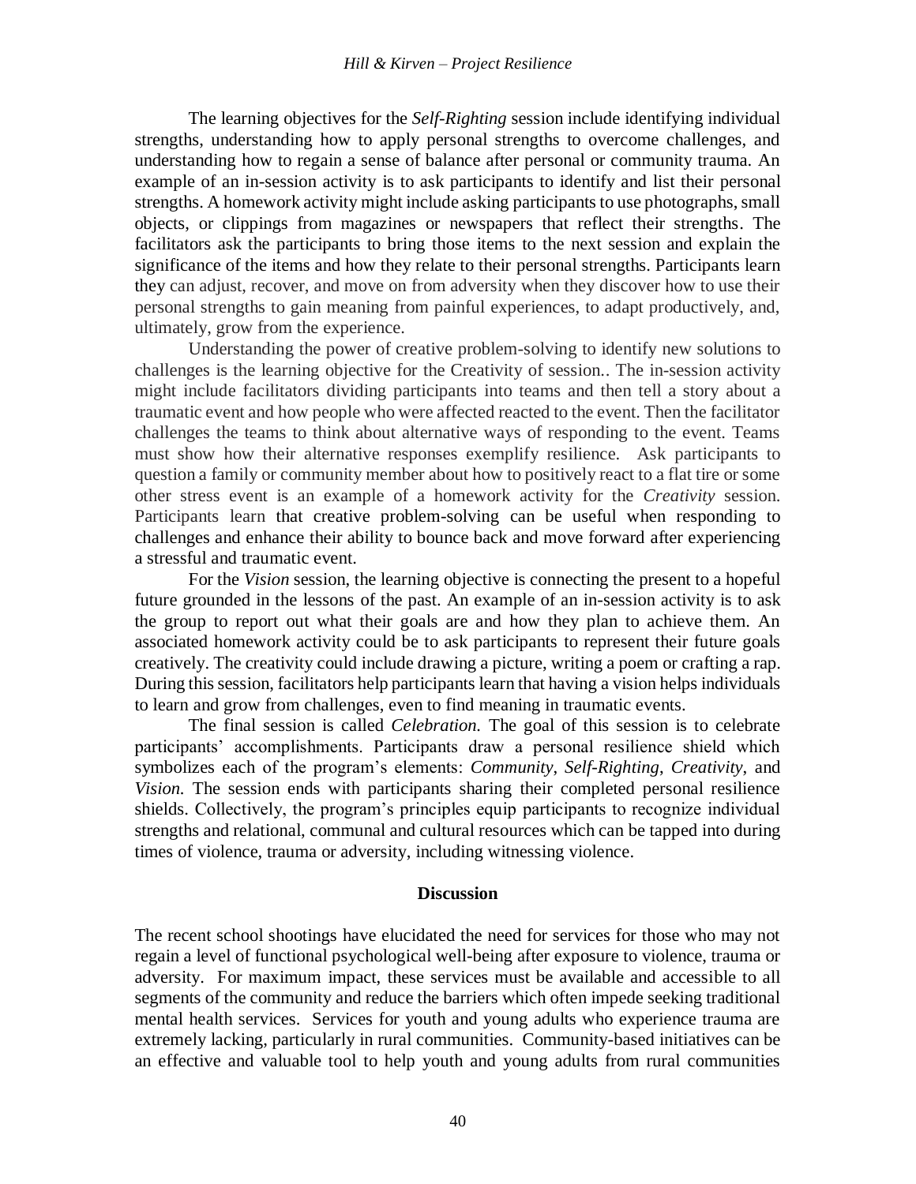The learning objectives for the *Self-Righting* session include identifying individual strengths, understanding how to apply personal strengths to overcome challenges, and understanding how to regain a sense of balance after personal or community trauma. An example of an in-session activity is to ask participants to identify and list their personal strengths. A homework activity might include asking participants to use photographs, small objects, or clippings from magazines or newspapers that reflect their strengths. The facilitators ask the participants to bring those items to the next session and explain the significance of the items and how they relate to their personal strengths. Participants learn they can adjust, recover, and move on from adversity when they discover how to use their personal strengths to gain meaning from painful experiences, to adapt productively, and, ultimately, grow from the experience.

Understanding the power of creative problem-solving to identify new solutions to challenges is the learning objective for the Creativity of session.. The in-session activity might include facilitators dividing participants into teams and then tell a story about a traumatic event and how people who were affected reacted to the event. Then the facilitator challenges the teams to think about alternative ways of responding to the event. Teams must show how their alternative responses exemplify resilience. Ask participants to question a family or community member about how to positively react to a flat tire or some other stress event is an example of a homework activity for the *Creativity* session. Participants learn that creative problem-solving can be useful when responding to challenges and enhance their ability to bounce back and move forward after experiencing a stressful and traumatic event.

For the *Vision* session, the learning objective is connecting the present to a hopeful future grounded in the lessons of the past. An example of an in-session activity is to ask the group to report out what their goals are and how they plan to achieve them. An associated homework activity could be to ask participants to represent their future goals creatively. The creativity could include drawing a picture, writing a poem or crafting a rap. During this session, facilitators help participants learn that having a vision helps individuals to learn and grow from challenges, even to find meaning in traumatic events.

The final session is called *Celebration*. The goal of this session is to celebrate participants' accomplishments. Participants draw a personal resilience shield which symbolizes each of the program's elements: *Community*, *Self-Righting*, *Creativity*, and *Vision*. The session ends with participants sharing their completed personal resilience shields. Collectively, the program's principles equip participants to recognize individual strengths and relational, communal and cultural resources which can be tapped into during times of violence, trauma or adversity, including witnessing violence.

## Discussion

The recent school shootings have elucidated the need for services for those who may not regain a level of functional psychological well-being after exposure to violence, trauma or adversity. For maximum impact, these services must be available and accessible to all segments of the community and reduce the barriers which often impede seeking traditional mental health services. Services for youth and young adults who experience trauma are extremely lacking, particularly in rural communities. Community-based initiatives can be an effective and valuable tool to help youth and young adults from rural communities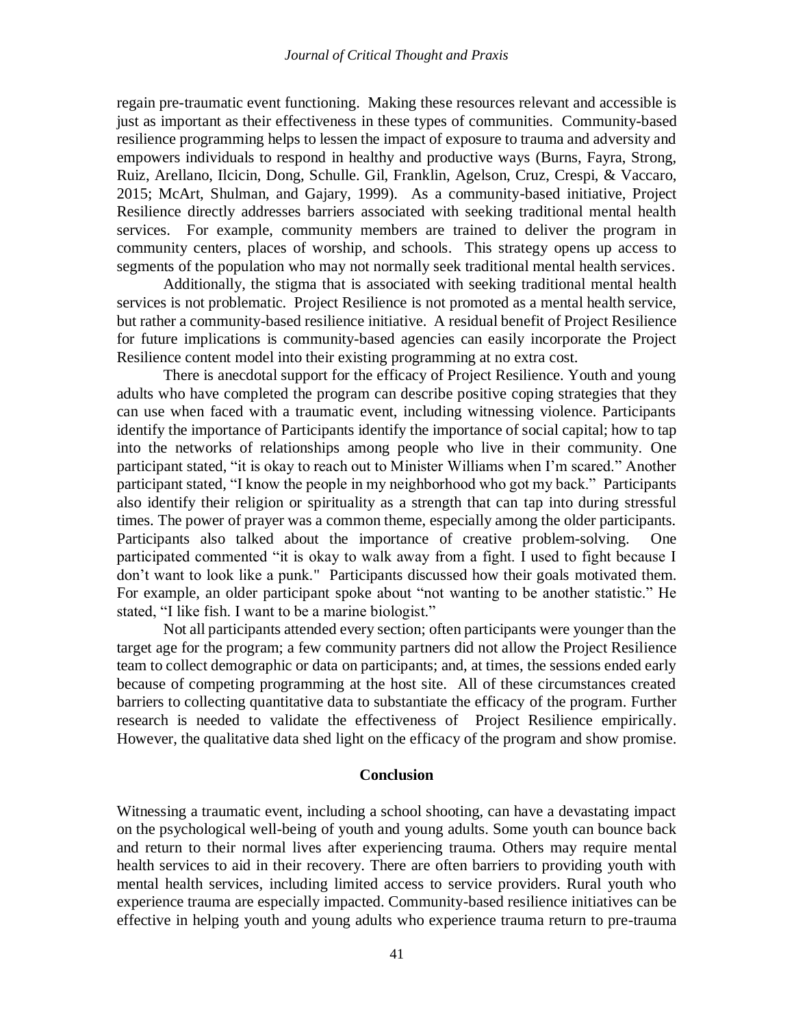regain pre-traumatic event functioning. Making these resources relevant and accessible is just as important as their effectiveness in these types of communities. Community-based resilience programming helps to lessen the impact of exposure to trauma and adversity and empowers individuals to respond in healthy and productive ways (Burns, Fayra, Strong, Ruiz, Arellano, Ilcicin, Dong, Schulle. Gil, Franklin, Agelson, Cruz, Crespi, & Vaccaro, 2015; McArt, Shulman, and Gajary, 1999). As a community-based initiative, Project Resilience directly addresses barriers associated with seeking traditional mental health services. For example, community members are trained to deliver the program in community centers, places of worship, and schools. This strategy opens up access to segments of the population who may not normally seek traditional mental health services.

Additionally, the stigma that is associated with seeking traditional mental health services is not problematic. Project Resilience is not promoted as a mental health service, but rather a community-based resilience initiative. A residual benefit of Project Resilience for future implications is community-based agencies can easily incorporate the Project Resilience content model into their existing programming at no extra cost.

There is anecdotal support for the efficacy of Project Resilience. Youth and young adults who have completed the program can describe positive coping strategies that they can use when faced with a traumatic event, including witnessing violence. Participants identify the importance of Participants identify the importance of social capital; how to tap into the networks of relationships among people who live in their community. One participant stated, "it is okay to reach out to Minister Williams when I'm scared." Another participant stated, "I know the people in my neighborhood who got my back." Participants also identify their religion or spirituality as a strength that can tap into during stressful times. The power of prayer was a common theme, especially among the older participants. Participants also talked about the importance of creative problem-solving. One participated commented "it is okay to walk away from a fight. I used to fight because I don't want to look like a punk." Participants discussed how their goals motivated them. For example, an older participant spoke about "not wanting to be another statistic." He stated, "I like fish. I want to be a marine biologist."

Not all participants attended every section; often participants were younger than the target age for the program; a few community partners did not allow the Project Resilience team to collect demographic or data on participants; and, at times, the sessions ended early because of competing programming at the host site. All of these circumstances created barriers to collecting quantitative data to substantiate the efficacy of the program. Further research is needed to validate the effectiveness of Project Resilience empirically. However, the qualitative data shed light on the efficacy of the program and show promise.

## Conclusion

Witnessing a traumatic event, including a school shooting, can have a devastating impact on the psychological well-being of youth and young adults. Some youth can bounce back and return to their normal lives after experiencing trauma. Others may require mental health services to aid in their recovery. There are often barriers to providing youth with mental health services, including limited access to service providers. Rural youth who experience trauma are especially impacted. Community-based resilience initiatives can be effective in helping youth and young adults who experience trauma return to pre-trauma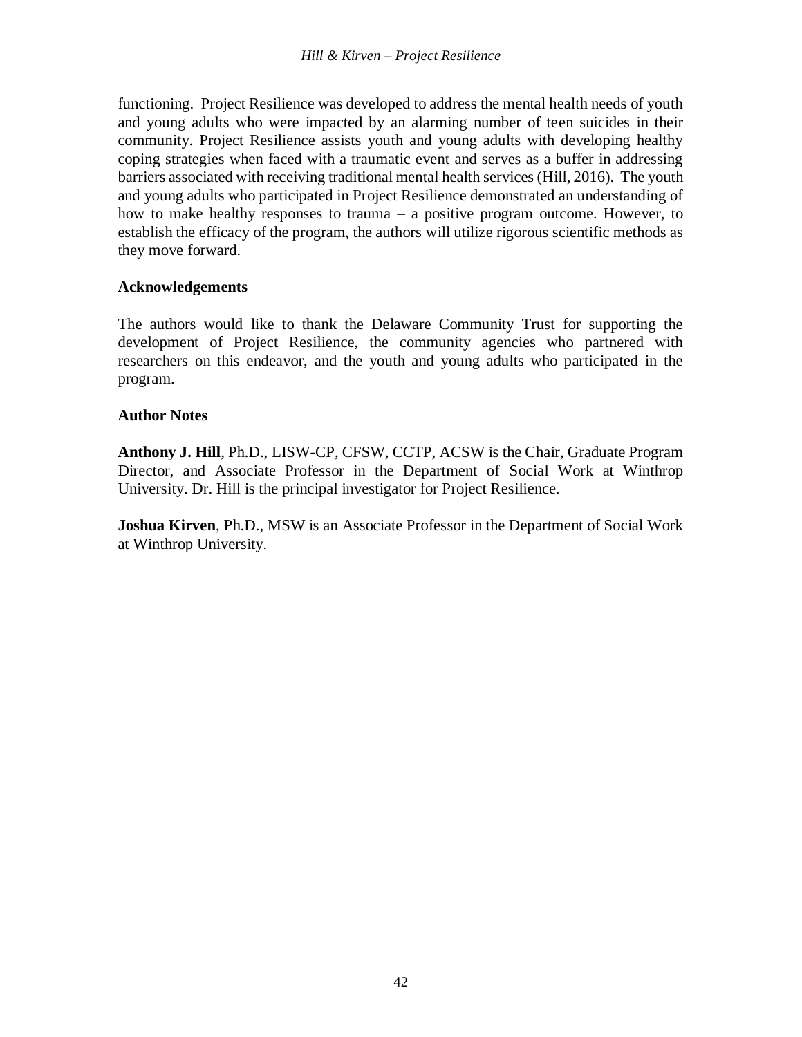functioning. Project Resilience was developed to address the mental health needs of youth and young adults who were impacted by an alarming number of teen suicides in their community. Project Resilience assists youth and young adults with developing healthy coping strategies when faced with a traumatic event and serves as a buffer in addressing barriers associated with receiving traditional mental health services (Hill, 2016). The youth and young adults who participated in Project Resilience demonstrated an understanding of how to make healthy responses to trauma – a positive program outcome. However, to establish the efficacy of the program, the authors will utilize rigorous scientific methods as they move forward.

**Acknowledgements**

The authors would like to thank the Delaware Community Trust for supporting the development of Project Resilience, the community agencies who partnered with researchers on this endeavor, and the youth and young adults who participated in the program.

**Author Notes**

**Anthony J. Hill**, Ph.D., LISW-CP, CFSW, CCTP, ACSW is the Chair, Graduate Program Director, and Associate Professor in the Department of Social Work at Winthrop University. Dr. Hill is the principal investigator for Project Resilience.

**Joshua Kirven**, Ph.D., MSW is an Associate Professor in the Department of Social Work at Winthrop University.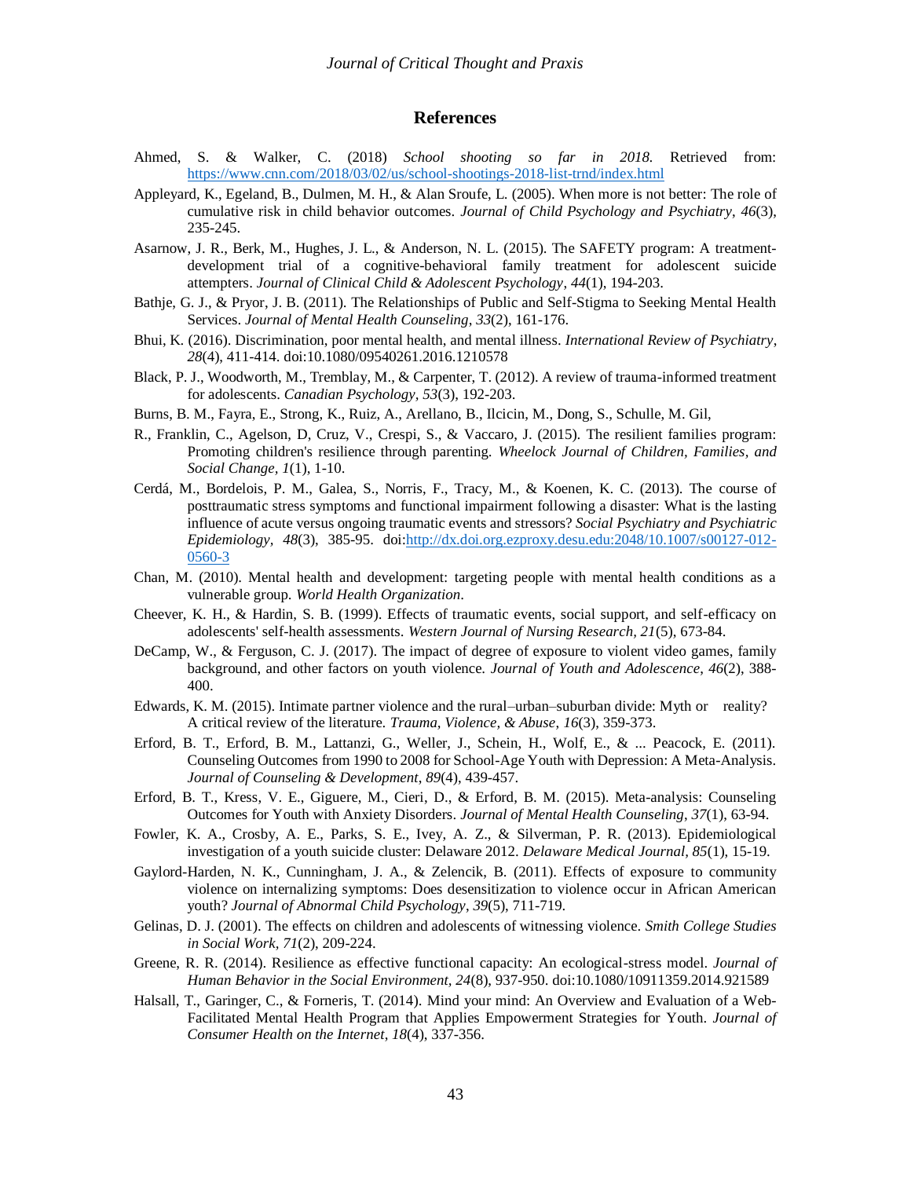## References

Ahmed, S. & Walker, C. (2018) *School shooting so far in 2018.* Retrieved from: https://www.cnn.com/2018/03/02/us/school-shootings-2018-list-trnd/index.html

Appleyard, K., Egeland, B., Dulmen, M. H., & Alan Sroufe, L. (2005). When more is not better: The role of cumulative risk in child behavior outcomes. *Journal of Child Psychology and Psychiatry*, *46*(3), 235-245.

Asarnow, J. R., Berk, M., Hughes, J. L., & Anderson, N. L. (2015). The SAFETY program: A treatment-development trial of a cognitive-behavioral family treatment for adolescent suicide attempters. *Journal of Clinical Child & Adolescent Psychology*, *44*(1), 194-203.

Bathje, G. J., & Pryor, J. B. (2011). The Relationships of Public and Self-Stigma to Seeking Mental Health Services. *Journal of Mental Health Counseling*, *33*(2), 161-176.

Bhui, K. (2016). Discrimination, poor mental health, and mental illness. *International Review of Psychiatry*, *28*(4), 411-414. doi:10.1080/09540261.2016.1210578

Black, P. J., Woodworth, M., Tremblay, M., & Carpenter, T. (2012). A review of trauma-informed treatment for adolescents. *Canadian Psychology*, *53*(3), 192-203.

Burns, B. M., Fayra, E., Strong, K., Ruiz, A., Arellano, B., Ilcicin, M., Dong, S., Schulle, M. Gil,

R., Franklin, C., Agelson, D, Cruz, V., Crespi, S., & Vaccaro, J. (2015). The resilient families program: Promoting children's resilience through parenting. *Wheelock Journal of Children, Families, and Social Change, 1*(1), 1-10.

Cerdá, M., Bordelois, P. M., Galea, S., Norris, F., Tracy, M., & Koenen, K. C. (2013). The course of posttraumatic stress symptoms and functional impairment following a disaster: What is the lasting influence of acute versus ongoing traumatic events and stressors? *Social Psychiatry and Psychiatric Epidemiology, 48*(3), 385-95. doi:http://dx.doi.org.ezproxy.desu.edu:2048/10.1007/s00127-012-0560-3

Chan, M. (2010). Mental health and development: targeting people with mental health conditions as a vulnerable group. *World Health Organization*.

Cheever, K. H., & Hardin, S. B. (1999). Effects of traumatic events, social support, and self-efficacy on adolescents' self-health assessments. *Western Journal of Nursing Research, 21*(5), 673-84.

DeCamp, W., & Ferguson, C. J. (2017). The impact of degree of exposure to violent video games, family background, and other factors on youth violence. *Journal of Youth and Adolescence*, *46*(2), 388-400.

Edwards, K. M. (2015). Intimate partner violence and the rural–urban–suburban divide: Myth or reality? A critical review of the literature. *Trauma, Violence, & Abuse*, *16*(3), 359-373.

Erford, B. T., Erford, B. M., Lattanzi, G., Weller, J., Schein, H., Wolf, E., & ... Peacock, E. (2011). Counseling Outcomes from 1990 to 2008 for School-Age Youth with Depression: A Meta-Analysis. *Journal of Counseling & Development*, *89*(4), 439-457.

Erford, B. T., Kress, V. E., Giguere, M., Cieri, D., & Erford, B. M. (2015). Meta-analysis: Counseling Outcomes for Youth with Anxiety Disorders. *Journal of Mental Health Counseling*, *37*(1), 63-94.

Fowler, K. A., Crosby, A. E., Parks, S. E., Ivey, A. Z., & Silverman, P. R. (2013). Epidemiological investigation of a youth suicide cluster: Delaware 2012. *Delaware Medical Journal*, *85*(1), 15-19.

Gaylord-Harden, N. K., Cunningham, J. A., & Zelencik, B. (2011). Effects of exposure to community violence on internalizing symptoms: Does desensitization to violence occur in African American youth? *Journal of Abnormal Child Psychology*, *39*(5), 711-719.

Gelinas, D. J. (2001). The effects on children and adolescents of witnessing violence. *Smith College Studies in Social Work, 71*(2), 209-224.

Greene, R. R. (2014). Resilience as effective functional capacity: An ecological-stress model. *Journal of Human Behavior in the Social Environment*, *24*(8), 937-950. doi:10.1080/10911359.2014.921589

Halsall, T., Garinger, C., & Forneris, T. (2014). Mind your mind: An Overview and Evaluation of a Web-Facilitated Mental Health Program that Applies Empowerment Strategies for Youth. *Journal of Consumer Health on the Internet*, *18*(4), 337-356.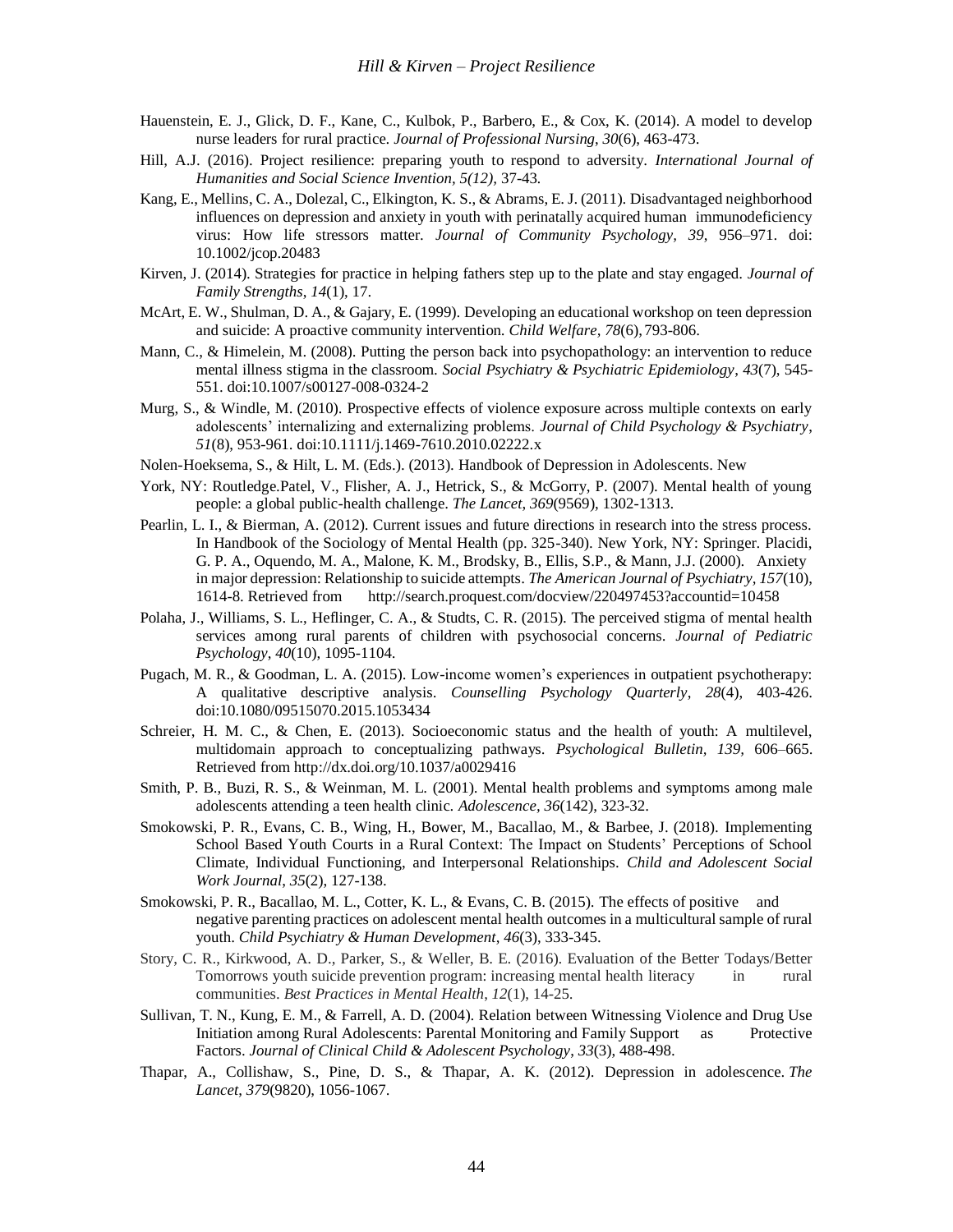Hauenstein, E. J., Glick, D. F., Kane, C., Kulbok, P., Barbero, E., & Cox, K. (2014). A model to develop nurse leaders for rural practice. *Journal of Professional Nursing*, *30*(6), 463-473.

Hill, A.J. (2016). Project resilience: preparing youth to respond to adversity. *International Journal of Humanities and Social Science Invention, 5(12)*, 37-43.

Kang, E., Mellins, C. A., Dolezal, C., Elkington, K. S., & Abrams, E. J. (2011). Disadvantaged neighborhood influences on depression and anxiety in youth with perinatally acquired human immunodeficiency virus: How life stressors matter. *Journal of Community Psychology, 39*, 956–971. doi: 10.1002/jcop.20483

Kirven, J. (2014). Strategies for practice in helping fathers step up to the plate and stay engaged. *Journal of Family Strengths*, *14*(1), 17.

McArt, E. W., Shulman, D. A., & Gajary, E. (1999). Developing an educational workshop on teen depression and suicide: A proactive community intervention. *Child Welfare, 78*(6), 793-806.

Mann, C., & Himelein, M. (2008). Putting the person back into psychopathology: an intervention to reduce mental illness stigma in the classroom. *Social Psychiatry & Psychiatric Epidemiology, 43*(7), 545-551. doi:10.1007/s00127-008-0324-2

Murg, S., & Windle, M. (2010). Prospective effects of violence exposure across multiple contexts on early adolescents' internalizing and externalizing problems. *Journal of Child Psychology & Psychiatry*, *51*(8), 953-961. doi:10.1111/j.1469-7610.2010.02222.x

Nolen-Hoeksema, S., & Hilt, L. M. (Eds.). (2013). Handbook of Depression in Adolescents. New

York, NY: Routledge.Patel, V., Flisher, A. J., Hetrick, S., & McGorry, P. (2007). Mental health of young people: a global public-health challenge. *The Lancet*, *369*(9569), 1302-1313.

Pearlin, L. I., & Bierman, A. (2012). Current issues and future directions in research into the stress process. In Handbook of the Sociology of Mental Health (pp. 325-340). New York, NY: Springer. Placidi, G. P. A., Oquendo, M. A., Malone, K. M., Brodsky, B., Ellis, S.P., & Mann, J.J. (2000). Anxiety in major depression: Relationship to suicide attempts. *The American Journal of Psychiatry*, *157*(10), 1614-8. Retrieved from http://search.proquest.com/docview/220497453?accountid=10458

Polaha, J., Williams, S. L., Heflinger, C. A., & Studts, C. R. (2015). The perceived stigma of mental health services among rural parents of children with psychosocial concerns. *Journal of Pediatric Psychology*, *40*(10), 1095-1104.

Pugach, M. R., & Goodman, L. A. (2015). Low-income women's experiences in outpatient psychotherapy: A qualitative descriptive analysis. *Counselling Psychology Quarterly*, *28*(4), 403-426. doi:10.1080/09515070.2015.1053434

Schreier, H. M. C., & Chen, E. (2013). Socioeconomic status and the health of youth: A multilevel, multidomain approach to conceptualizing pathways. *Psychological Bulletin, 139,* 606–665. Retrieved from http://dx.doi.org/10.1037/a0029416

Smith, P. B., Buzi, R. S., & Weinman, M. L. (2001). Mental health problems and symptoms among male adolescents attending a teen health clinic. *Adolescence, 36*(142), 323-32.

Smokowski, P. R., Evans, C. B., Wing, H., Bower, M., Bacallao, M., & Barbee, J. (2018). Implementing School Based Youth Courts in a Rural Context: The Impact on Students' Perceptions of School Climate, Individual Functioning, and Interpersonal Relationships. *Child and Adolescent Social Work Journal*, *35*(2), 127-138.

Smokowski, P. R., Bacallao, M. L., Cotter, K. L., & Evans, C. B. (2015). The effects of positive and negative parenting practices on adolescent mental health outcomes in a multicultural sample of rural youth. *Child Psychiatry & Human Development*, *46*(3), 333-345.

Story, C. R., Kirkwood, A. D., Parker, S., & Weller, B. E. (2016). Evaluation of the Better Todays/Better Tomorrows youth suicide prevention program: increasing mental health literacy in rural communities. *Best Practices in Mental Health*, *12*(1), 14-25.

Sullivan, T. N., Kung, E. M., & Farrell, A. D. (2004). Relation between Witnessing Violence and Drug Use Initiation among Rural Adolescents: Parental Monitoring and Family Support as Protective Factors. *Journal of Clinical Child & Adolescent Psychology*, *33*(3), 488-498.

Thapar, A., Collishaw, S., Pine, D. S., & Thapar, A. K. (2012). Depression in adolescence. *The Lancet*, *379*(9820), 1056-1067.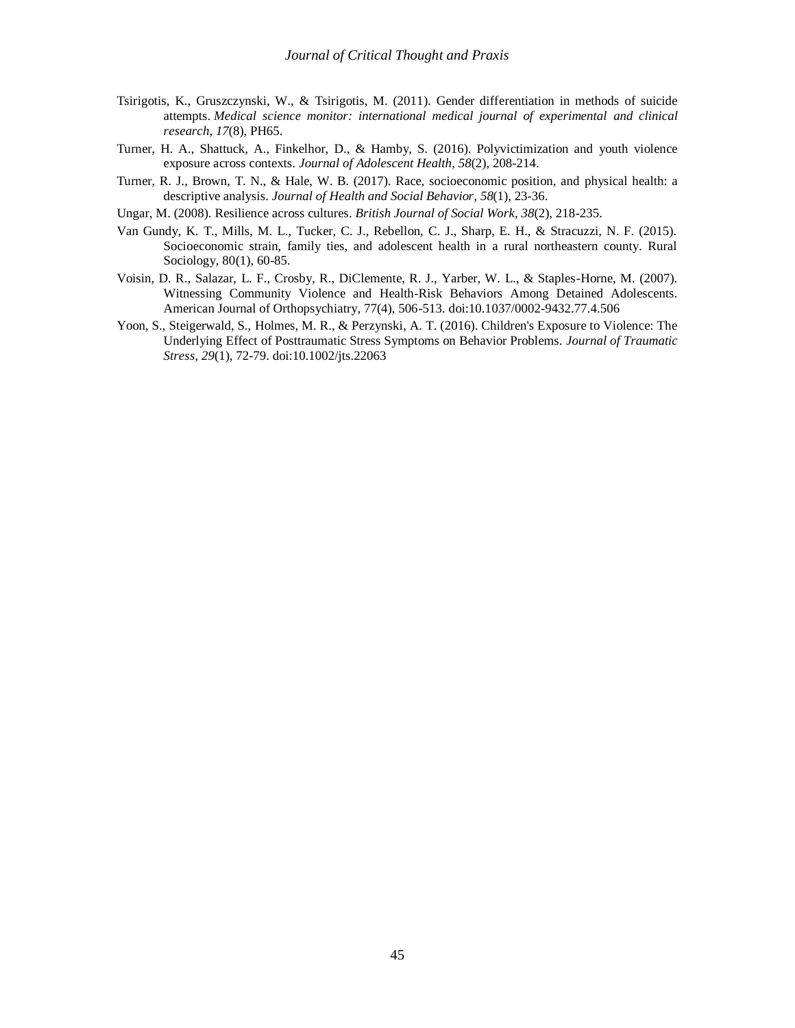Tsirigotis, K., Gruszczynski, W., & Tsirigotis, M. (2011). Gender differentiation in methods of suicide attempts. *Medical science monitor: international medical journal of experimental and clinical research*, *17*(8), PH65.

Turner, H. A., Shattuck, A., Finkelhor, D., & Hamby, S. (2016). Polyvictimization and youth violence exposure across contexts. *Journal of Adolescent Health*, *58*(2), 208-214.

Turner, R. J., Brown, T. N., & Hale, W. B. (2017). Race, socioeconomic position, and physical health: a descriptive analysis. *Journal of Health and Social Behavior*, *58*(1), 23-36.

Ungar, M. (2008). Resilience across cultures. *British Journal of Social Work, 38*(2), 218-235.

Van Gundy, K. T., Mills, M. L., Tucker, C. J., Rebellon, C. J., Sharp, E. H., & Stracuzzi, N. F. (2015). Socioeconomic strain, family ties, and adolescent health in a rural northeastern county. Rural Sociology, 80(1), 60-85.

Voisin, D. R., Salazar, L. F., Crosby, R., DiClemente, R. J., Yarber, W. L., & Staples-Horne, M. (2007). Witnessing Community Violence and Health-Risk Behaviors Among Detained Adolescents. American Journal of Orthopsychiatry, 77(4), 506-513. doi:10.1037/0002-9432.77.4.506

Yoon, S., Steigerwald, S., Holmes, M. R., & Perzynski, A. T. (2016). Children's Exposure to Violence: The Underlying Effect of Posttraumatic Stress Symptoms on Behavior Problems. *Journal of Traumatic Stress*, *29*(1), 72-79. doi:10.1002/jts.22063